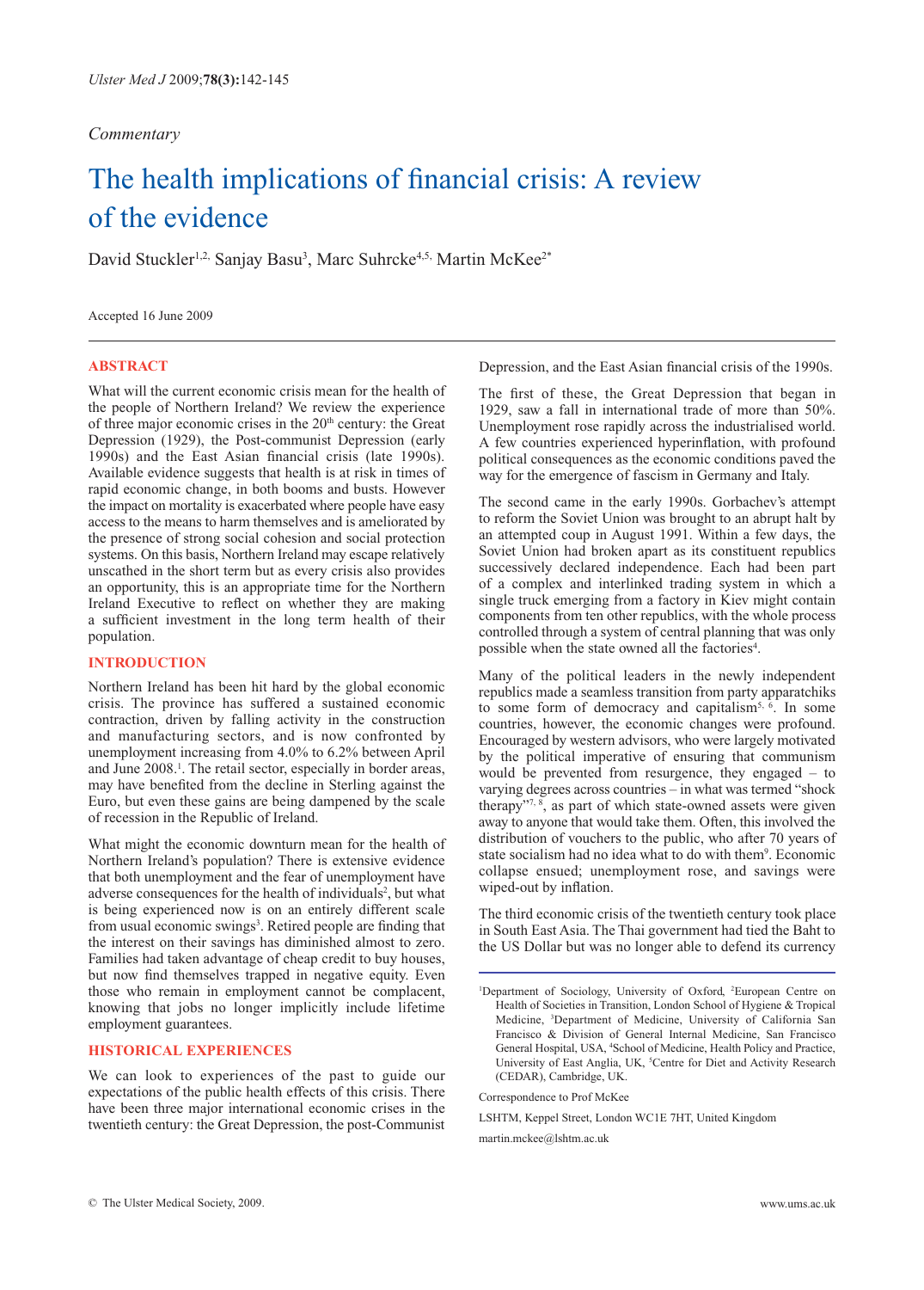*Commentary*

# The health implications of financial crisis: A review of the evidence

David Stuckler[1,2], Sanjay Basu[3], Marc Suhrcke[4,5], Martin McKee[2*]

Accepted 16 June 2009

## ABSTRACT

What will the current economic crisis mean for the health of the people of Northern Ireland? We review the experience of three major economic crises in the 20th century: the Great Depression (1929), the Post-communist Depression (early 1990s) and the East Asian financial crisis (late 1990s). Available evidence suggests that health is at risk in times of rapid economic change, in both booms and busts. However the impact on mortality is exacerbated where people have easy access to the means to harm themselves and is ameliorated by the presence of strong social cohesion and social protection systems. On this basis, Northern Ireland may escape relatively unscathed in the short term but as every crisis also provides an opportunity, this is an appropriate time for the Northern Ireland Executive to reflect on whether they are making a sufficient investment in the long term health of their population.

## INTRODUCTION

Northern Ireland has been hit hard by the global economic crisis. The province has suffered a sustained economic contraction, driven by falling activity in the construction and manufacturing sectors, and is now confronted by unemployment increasing from 4.0% to 6.2% between April and June 2008.[1]. The retail sector, especially in border areas, may have benefited from the decline in Sterling against the Euro, but even these gains are being dampened by the scale of recession in the Republic of Ireland.

What might the economic downturn mean for the health of Northern Ireland's population? There is extensive evidence that both unemployment and the fear of unemployment have adverse consequences for the health of individuals[2], but what is being experienced now is on an entirely different scale from usual economic swings[3]. Retired people are finding that the interest on their savings has diminished almost to zero. Families had taken advantage of cheap credit to buy houses, but now find themselves trapped in negative equity. Even those who remain in employment cannot be complacent, knowing that jobs no longer implicitly include lifetime employment guarantees.

## HISTORICAL EXPERIENCES

We can look to experiences of the past to guide our expectations of the public health effects of this crisis. There have been three major international economic crises in the twentieth century: the Great Depression, the post-Communist Depression, and the East Asian financial crisis of the 1990s.

The first of these, the Great Depression that began in 1929, saw a fall in international trade of more than 50%. Unemployment rose rapidly across the industrialised world. A few countries experienced hyperinflation, with profound political consequences as the economic conditions paved the way for the emergence of fascism in Germany and Italy.

The second came in the early 1990s. Gorbachev's attempt to reform the Soviet Union was brought to an abrupt halt by an attempted coup in August 1991. Within a few days, the Soviet Union had broken apart as its constituent republics successively declared independence. Each had been part of a complex and interlinked trading system in which a single truck emerging from a factory in Kiev might contain components from ten other republics, with the whole process controlled through a system of central planning that was only possible when the state owned all the factories[4].

Many of the political leaders in the newly independent republics made a seamless transition from party apparatchiks to some form of democracy and capitalism[5, 6]. In some countries, however, the economic changes were profound. Encouraged by western advisors, who were largely motivated by the political imperative of ensuring that communism would be prevented from resurgence, they engaged – to varying degrees across countries – in what was termed "shock therapy"[7, 8], as part of which state-owned assets were given away to anyone that would take them. Often, this involved the distribution of vouchers to the public, who after 70 years of state socialism had no idea what to do with them[9]. Economic collapse ensued; unemployment rose, and savings were wiped-out by inflation.

The third economic crisis of the twentieth century took place in South East Asia. The Thai government had tied the Baht to the US Dollar but was no longer able to defend its currency

[1]Department of Sociology, University of Oxford, [2]European Centre on Health of Societies in Transition, London School of Hygiene & Tropical Medicine, [3]Department of Medicine, University of California San Francisco & Division of General Internal Medicine, San Francisco General Hospital, USA, [4]School of Medicine, Health Policy and Practice, University of East Anglia, UK, [5]Centre for Diet and Activity Research (CEDAR), Cambridge, UK.

Correspondence to Prof McKee

LSHTM, Keppel Street, London WC1E 7HT, United Kingdom

martin.mckee@lshtm.ac.uk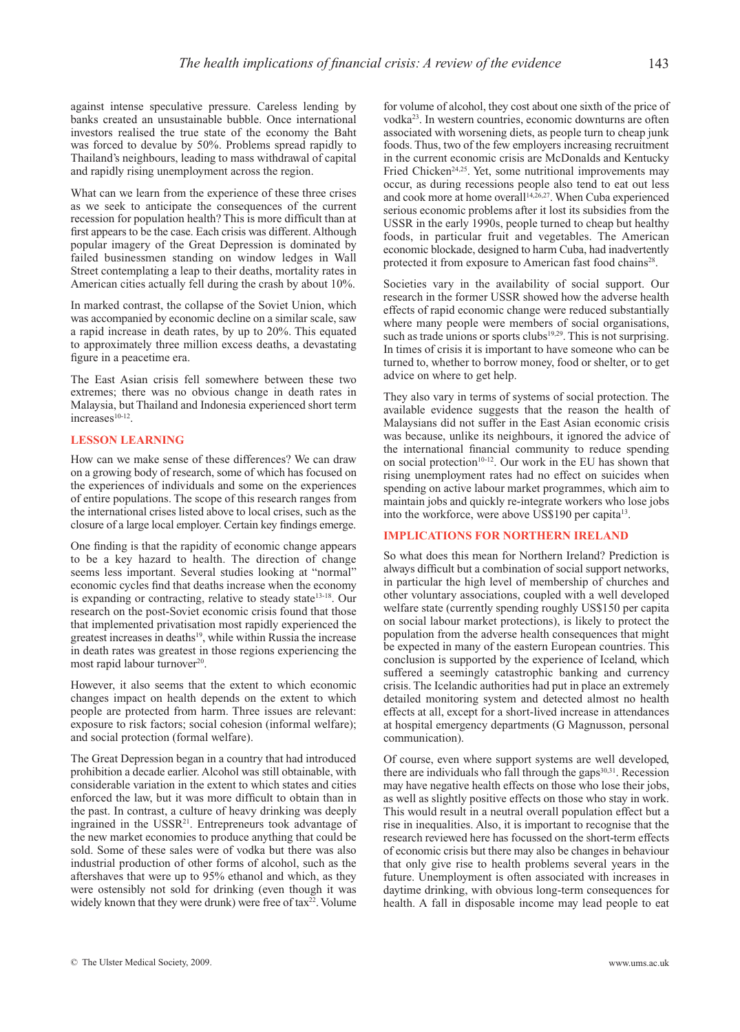against intense speculative pressure. Careless lending by banks created an unsustainable bubble. Once international investors realised the true state of the economy the Baht was forced to devalue by 50%. Problems spread rapidly to Thailand's neighbours, leading to mass withdrawal of capital and rapidly rising unemployment across the region.

What can we learn from the experience of these three crises as we seek to anticipate the consequences of the current recession for population health? This is more difficult than at first appears to be the case. Each crisis was different. Although popular imagery of the Great Depression is dominated by failed businessmen standing on window ledges in Wall Street contemplating a leap to their deaths, mortality rates in American cities actually fell during the crash by about 10%.

In marked contrast, the collapse of the Soviet Union, which was accompanied by economic decline on a similar scale, saw a rapid increase in death rates, by up to 20%. This equated to approximately three million excess deaths, a devastating figure in a peacetime era.

The East Asian crisis fell somewhere between these two extremes; there was no obvious change in death rates in Malaysia, but Thailand and Indonesia experienced short term increases[10-12].

## LESSON LEARNING

How can we make sense of these differences? We can draw on a growing body of research, some of which has focused on the experiences of individuals and some on the experiences of entire populations. The scope of this research ranges from the international crises listed above to local crises, such as the closure of a large local employer. Certain key findings emerge.

One finding is that the rapidity of economic change appears to be a key hazard to health. The direction of change seems less important. Several studies looking at "normal" economic cycles find that deaths increase when the economy is expanding or contracting, relative to steady state[13-18]. Our research on the post-Soviet economic crisis found that those that implemented privatisation most rapidly experienced the greatest increases in deaths[19], while within Russia the increase in death rates was greatest in those regions experiencing the most rapid labour turnover[20].

However, it also seems that the extent to which economic changes impact on health depends on the extent to which people are protected from harm. Three issues are relevant: exposure to risk factors; social cohesion (informal welfare); and social protection (formal welfare).

The Great Depression began in a country that had introduced prohibition a decade earlier. Alcohol was still obtainable, with considerable variation in the extent to which states and cities enforced the law, but it was more difficult to obtain than in the past. In contrast, a culture of heavy drinking was deeply ingrained in the USSR[21]. Entrepreneurs took advantage of the new market economies to produce anything that could be sold. Some of these sales were of vodka but there was also industrial production of other forms of alcohol, such as the aftershaves that were up to 95% ethanol and which, as they were ostensibly not sold for drinking (even though it was widely known that they were drunk) were free of tax[22]. Volume for volume of alcohol, they cost about one sixth of the price of vodka[23]. In western countries, economic downturns are often associated with worsening diets, as people turn to cheap junk foods. Thus, two of the few employers increasing recruitment in the current economic crisis are McDonalds and Kentucky Fried Chicken[24,25]. Yet, some nutritional improvements may occur, as during recessions people also tend to eat out less and cook more at home overall[14,26,27]. When Cuba experienced serious economic problems after it lost its subsidies from the USSR in the early 1990s, people turned to cheap but healthy foods, in particular fruit and vegetables. The American economic blockade, designed to harm Cuba, had inadvertently protected it from exposure to American fast food chains[28].

Societies vary in the availability of social support. Our research in the former USSR showed how the adverse health effects of rapid economic change were reduced substantially where many people were members of social organisations, such as trade unions or sports clubs[19,29]. This is not surprising. In times of crisis it is important to have someone who can be turned to, whether to borrow money, food or shelter, or to get advice on where to get help.

They also vary in terms of systems of social protection. The available evidence suggests that the reason the health of Malaysians did not suffer in the East Asian economic crisis was because, unlike its neighbours, it ignored the advice of the international financial community to reduce spending on social protection[10-12]. Our work in the EU has shown that rising unemployment rates had no effect on suicides when spending on active labour market programmes, which aim to maintain jobs and quickly re-integrate workers who lose jobs into the workforce, were above US$190 per capita[13].

## IMPLICATIONS FOR NORTHERN IRELAND

So what does this mean for Northern Ireland? Prediction is always difficult but a combination of social support networks, in particular the high level of membership of churches and other voluntary associations, coupled with a well developed welfare state (currently spending roughly US$150 per capita on social labour market protections), is likely to protect the population from the adverse health consequences that might be expected in many of the eastern European countries. This conclusion is supported by the experience of Iceland, which suffered a seemingly catastrophic banking and currency crisis. The Icelandic authorities had put in place an extremely detailed monitoring system and detected almost no health effects at all, except for a short-lived increase in attendances at hospital emergency departments (G Magnusson, personal communication).

Of course, even where support systems are well developed, there are individuals who fall through the gaps[30,31]. Recession may have negative health effects on those who lose their jobs, as well as slightly positive effects on those who stay in work. This would result in a neutral overall population effect but a rise in inequalities. Also, it is important to recognise that the research reviewed here has focussed on the short-term effects of economic crisis but there may also be changes in behaviour that only give rise to health problems several years in the future. Unemployment is often associated with increases in daytime drinking, with obvious long-term consequences for health. A fall in disposable income may lead people to eat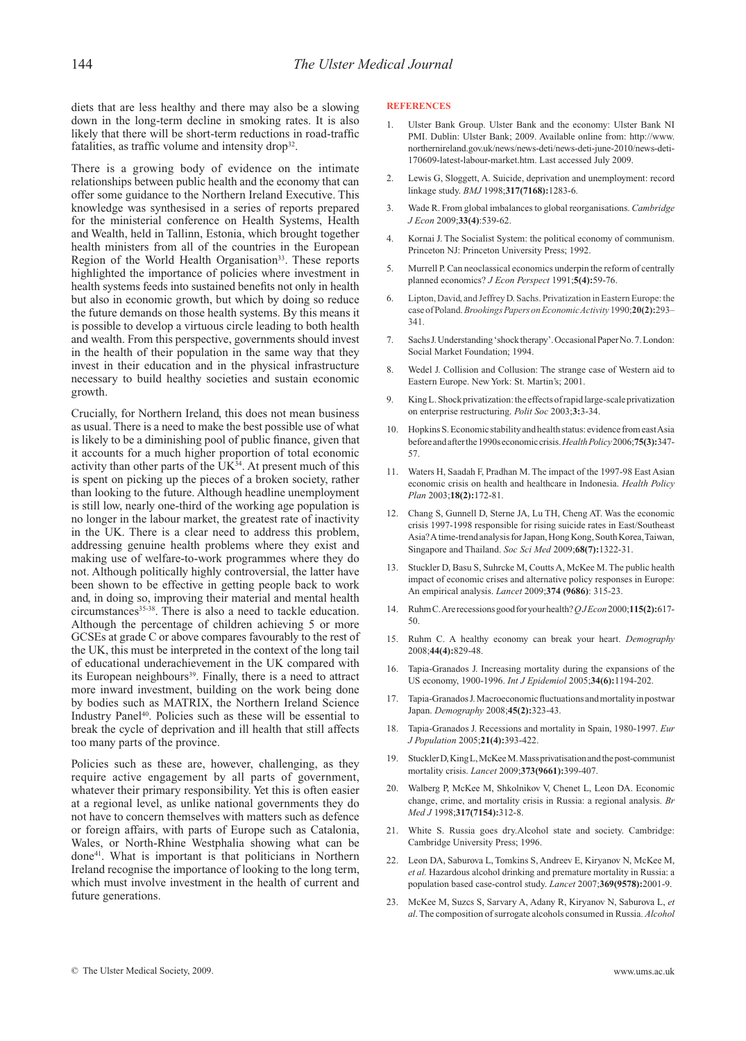diets that are less healthy and there may also be a slowing down in the long-term decline in smoking rates. It is also likely that there will be short-term reductions in road-traffic fatalities, as traffic volume and intensity drop[32].

There is a growing body of evidence on the intimate relationships between public health and the economy that can offer some guidance to the Northern Ireland Executive. This knowledge was synthesised in a series of reports prepared for the ministerial conference on Health Systems, Health and Wealth, held in Tallinn, Estonia, which brought together health ministers from all of the countries in the European Region of the World Health Organisation[33]. These reports highlighted the importance of policies where investment in health systems feeds into sustained benefits not only in health but also in economic growth, but which by doing so reduce the future demands on those health systems. By this means it is possible to develop a virtuous circle leading to both health and wealth. From this perspective, governments should invest in the health of their population in the same way that they invest in their education and in the physical infrastructure necessary to build healthy societies and sustain economic growth.

Crucially, for Northern Ireland, this does not mean business as usual. There is a need to make the best possible use of what is likely to be a diminishing pool of public finance, given that it accounts for a much higher proportion of total economic activity than other parts of the UK[34]. At present much of this is spent on picking up the pieces of a broken society, rather than looking to the future. Although headline unemployment is still low, nearly one-third of the working age population is no longer in the labour market, the greatest rate of inactivity in the UK. There is a clear need to address this problem, addressing genuine health problems where they exist and making use of welfare-to-work programmes where they do not. Although politically highly controversial, the latter have been shown to be effective in getting people back to work and, in doing so, improving their material and mental health circumstances[35-38]. There is also a need to tackle education. Although the percentage of children achieving 5 or more GCSEs at grade C or above compares favourably to the rest of the UK, this must be interpreted in the context of the long tail of educational underachievement in the UK compared with its European neighbours[39]. Finally, there is a need to attract more inward investment, building on the work being done by bodies such as MATRIX, the Northern Ireland Science Industry Panel[40]. Policies such as these will be essential to break the cycle of deprivation and ill health that still affects too many parts of the province.

Policies such as these are, however, challenging, as they require active engagement by all parts of government, whatever their primary responsibility. Yet this is often easier at a regional level, as unlike national governments they do not have to concern themselves with matters such as defence or foreign affairs, with parts of Europe such as Catalonia, Wales, or North-Rhine Westphalia showing what can be done[41]. What is important is that politicians in Northern Ireland recognise the importance of looking to the long term, which must involve investment in the health of current and future generations.

## REFERENCES

1. Ulster Bank Group. Ulster Bank and the economy: Ulster Bank NI PMI. Dublin: Ulster Bank; 2009. Available online from: http://www.northernireland.gov.uk/news/news-deti/news-deti-june-2010/news-deti-170609-latest-labour-market.htm. Last accessed July 2009.
2. Lewis G, Sloggett, A. Suicide, deprivation and unemployment: record linkage study. *BMJ* 1998;**317(7168):**1283-6.
3. Wade R. From global imbalances to global reorganisations. *Cambridge J Econ* 2009;**33(4)**:539-62.
4. Kornai J. The Socialist System: the political economy of communism. Princeton NJ: Princeton University Press; 1992.
5. Murrell P. Can neoclassical economics underpin the reform of centrally planned economics? *J Econ Perspect* 1991;**5(4):**59-76.
6. Lipton, David, and Jeffrey D. Sachs. Privatization in Eastern Europe: the case of Poland. *Brookings Papers on Economic Activity* 1990;**20(2):**293–341.
7. Sachs J. Understanding 'shock therapy'. Occasional Paper No. 7. London: Social Market Foundation; 1994.
8. Wedel J. Collision and Collusion: The strange case of Western aid to Eastern Europe. New York: St. Martin's; 2001.
9. King L. Shock privatization: the effects of rapid large-scale privatization on enterprise restructuring. *Polit Soc* 2003;**3:**3-34.
10. Hopkins S. Economic stability and health status: evidence from east Asia before and after the 1990s economic crisis. *Health Policy* 2006;**75(3):**347-57.
11. Waters H, Saadah F, Pradhan M. The impact of the 1997-98 East Asian economic crisis on health and healthcare in Indonesia. *Health Policy Plan* 2003;**18(2):**172-81.
12. Chang S, Gunnell D, Sterne JA, Lu TH, Cheng AT. Was the economic crisis 1997-1998 responsible for rising suicide rates in East/Southeast Asia? A time-trend analysis for Japan, Hong Kong, South Korea, Taiwan, Singapore and Thailand. *Soc Sci Med* 2009;**68(7):**1322-31.
13. Stuckler D, Basu S, Suhrcke M, Coutts A, McKee M. The public health impact of economic crises and alternative policy responses in Europe: An empirical analysis. *Lancet* 2009;**374 (9686)**: 315-23.
14. Ruhm C. Are recessions good for your health? *Q J Econ* 2000;**115(2):**617-50.
15. Ruhm C. A healthy economy can break your heart. *Demography* 2008;**44(4):**829-48.
16. Tapia-Granados J. Increasing mortality during the expansions of the US economy, 1900-1996. *Int J Epidemiol* 2005;**34(6):**1194-202.
17. Tapia-Granados J. Macroeconomic fluctuations and mortality in postwar Japan. *Demography* 2008;**45(2):**323-43.
18. Tapia-Granados J. Recessions and mortality in Spain, 1980-1997. *Eur J Population* 2005;**21(4):**393-422.
19. Stuckler D, King L, McKee M. Mass privatisation and the post-communist mortality crisis. *Lancet* 2009;**373(9661):**399-407.
20. Walberg P, McKee M, Shkolnikov V, Chenet L, Leon DA. Economic change, crime, and mortality crisis in Russia: a regional analysis. *Br Med J* 1998;**317(7154):**312-8.
21. White S. Russia goes dry.Alcohol state and society. Cambridge: Cambridge University Press; 1996.
22. Leon DA, Saburova L, Tomkins S, Andreev E, Kiryanov N, McKee M, *et al.* Hazardous alcohol drinking and premature mortality in Russia: a population based case-control study. *Lancet* 2007;**369(9578):**2001-9.
23. McKee M, Suzcs S, Sarvary A, Adany R, Kiryanov N, Saburova L, *et al*. The composition of surrogate alcohols consumed in Russia. *Alcohol*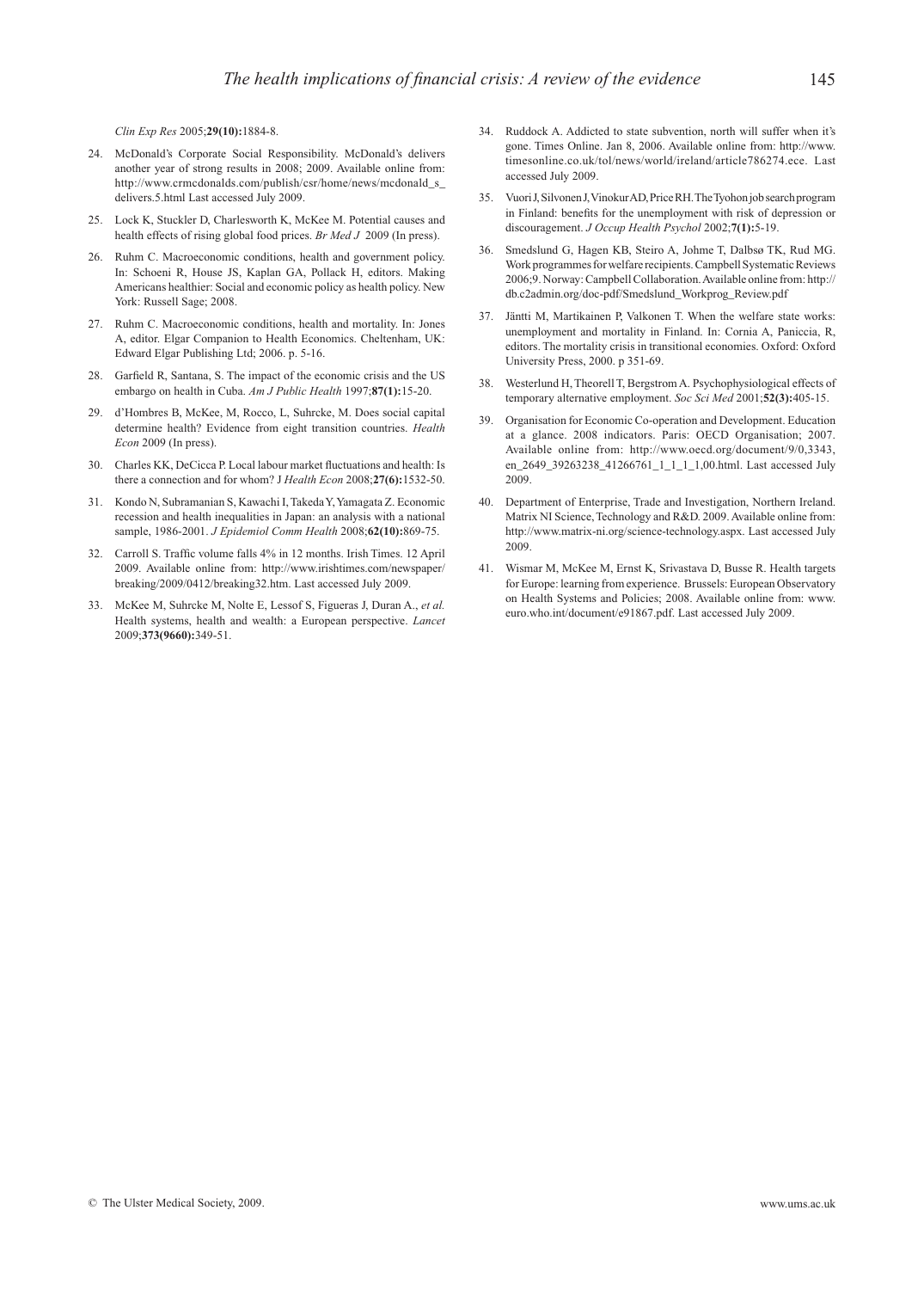*Clin Exp Res* 2005;**29(10):**1884-8.

24. McDonald's Corporate Social Responsibility. McDonald's delivers another year of strong results in 2008; 2009. Available online from: http://www.crmcdonalds.com/publish/csr/home/news/mcdonald_s_delivers.5.html Last accessed July 2009.
25. Lock K, Stuckler D, Charlesworth K, McKee M. Potential causes and health effects of rising global food prices. *Br Med J* 2009 (In press).
26. Ruhm C. Macroeconomic conditions, health and government policy. In: Schoeni R, House JS, Kaplan GA, Pollack H, editors. Making Americans healthier: Social and economic policy as health policy. New York: Russell Sage; 2008.
27. Ruhm C. Macroeconomic conditions, health and mortality. In: Jones A, editor. Elgar Companion to Health Economics. Cheltenham, UK: Edward Elgar Publishing Ltd; 2006. p. 5-16.
28. Garfield R, Santana, S. The impact of the economic crisis and the US embargo on health in Cuba. *Am J Public Health* 1997;**87(1):**15-20.
29. d'Hombres B, McKee, M, Rocco, L, Suhrcke, M. Does social capital determine health? Evidence from eight transition countries. *Health Econ* 2009 (In press).
30. Charles KK, DeCicca P. Local labour market fluctuations and health: Is there a connection and for whom? J *Health Econ* 2008;**27(6):**1532-50.
31. Kondo N, Subramanian S, Kawachi I, Takeda Y, Yamagata Z. Economic recession and health inequalities in Japan: an analysis with a national sample, 1986-2001. *J Epidemiol Comm Health* 2008;**62(10):**869-75.
32. Carroll S. Traffic volume falls 4% in 12 months. Irish Times. 12 April 2009. Available online from: http://www.irishtimes.com/newspaper/breaking/2009/0412/breaking32.htm. Last accessed July 2009.
33. McKee M, Suhrcke M, Nolte E, Lessof S, Figueras J, Duran A., *et al.* Health systems, health and wealth: a European perspective. *Lancet* 2009;**373(9660):**349-51.
34. Ruddock A. Addicted to state subvention, north will suffer when it's gone. Times Online. Jan 8, 2006. Available online from: http://www.timesonline.co.uk/tol/news/world/ireland/article786274.ece. Last accessed July 2009.
35. Vuori J, Silvonen J, Vinokur AD, Price RH. The Tyohon job search program in Finland: benefits for the unemployment with risk of depression or discouragement. *J Occup Health Psychol* 2002;**7(1):**5-19.
36. Smedslund G, Hagen KB, Steiro A, Johme T, Dalbsø TK, Rud MG. Work programmes for welfare recipients. Campbell Systematic Reviews 2006;9. Norway: Campbell Collaboration. Available online from: http://db.c2admin.org/doc-pdf/Smedslund_Workprog_Review.pdf
37. Jäntti M, Martikainen P, Valkonen T. When the welfare state works: unemployment and mortality in Finland. In: Cornia A, Paniccia, R, editors. The mortality crisis in transitional economies. Oxford: Oxford University Press, 2000. p 351-69.
38. Westerlund H, Theorell T, Bergstrom A. Psychophysiological effects of temporary alternative employment. *Soc Sci Med* 2001;**52(3):**405-15.
39. Organisation for Economic Co-operation and Development. Education at a glance. 2008 indicators. Paris: OECD Organisation; 2007. Available online from: http://www.oecd.org/document/9/0,3343,en_2649_39263238_41266761_1_1_1_1,00.html. Last accessed July 2009.
40. Department of Enterprise, Trade and Investigation, Northern Ireland. Matrix NI Science, Technology and R&D. 2009. Available online from: http://www.matrix-ni.org/science-technology.aspx. Last accessed July 2009.
41. Wismar M, McKee M, Ernst K, Srivastava D, Busse R. Health targets for Europe: learning from experience. Brussels: European Observatory on Health Systems and Policies; 2008. Available online from: www.euro.who.int/document/e91867.pdf. Last accessed July 2009.